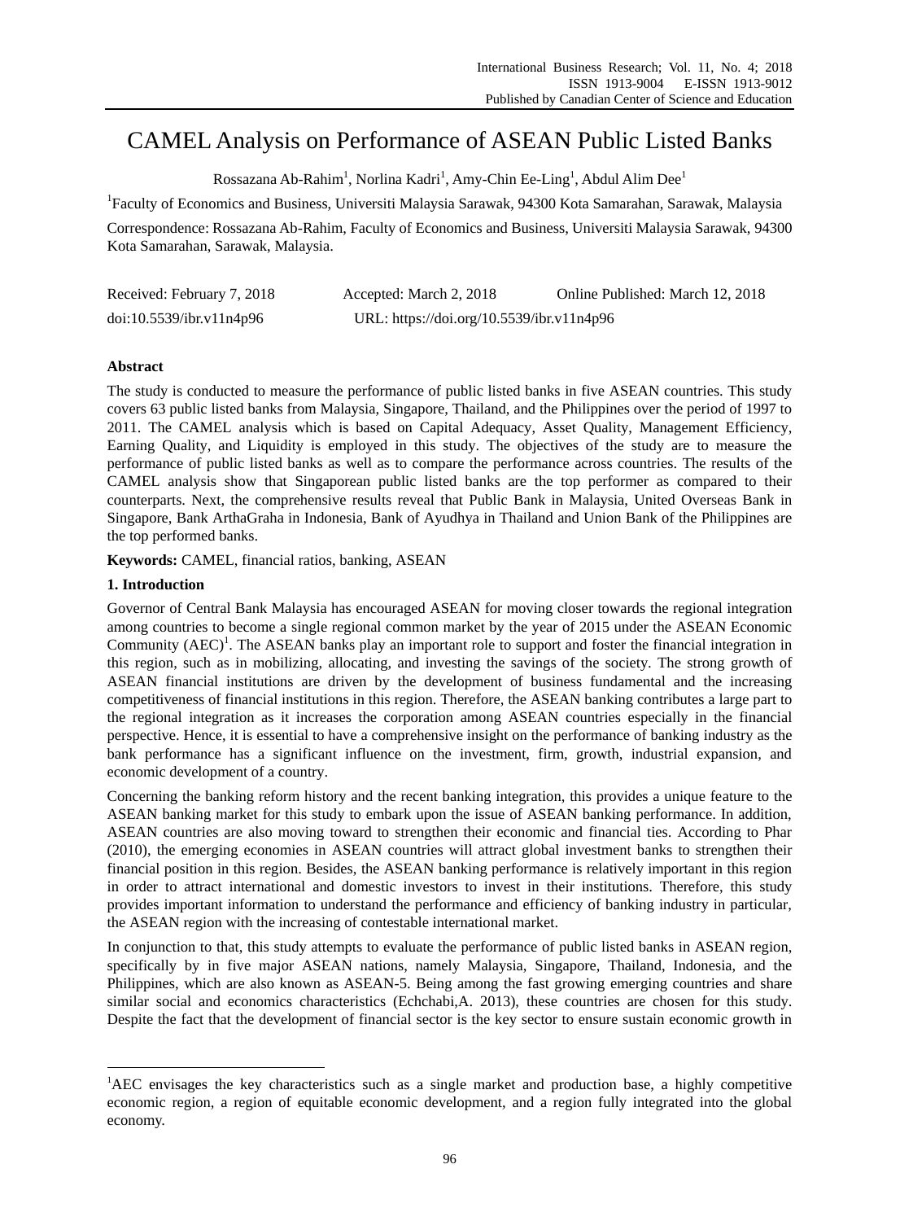# CAMEL Analysis on Performance of ASEAN Public Listed Banks

Rossazana Ab-Rahim[1], Norlina Kadri[1], Amy-Chin Ee-Ling[1], Abdul Alim Dee[1]

[1]Faculty of Economics and Business, Universiti Malaysia Sarawak, 94300 Kota Samarahan, Sarawak, Malaysia

Correspondence: Rossazana Ab-Rahim, Faculty of Economics and Business, Universiti Malaysia Sarawak, 94300 Kota Samarahan, Sarawak, Malaysia.

Received: February 7, 2018 Accepted: March 2, 2018 Online Published: March 12, 2018

doi:10.5539/ibr.v11n4p96 URL: https://doi.org/10.5539/ibr.v11n4p96

**Abstract**

The study is conducted to measure the performance of public listed banks in five ASEAN countries. This study covers 63 public listed banks from Malaysia, Singapore, Thailand, and the Philippines over the period of 1997 to 2011. The CAMEL analysis which is based on Capital Adequacy, Asset Quality, Management Efficiency, Earning Quality, and Liquidity is employed in this study. The objectives of the study are to measure the performance of public listed banks as well as to compare the performance across countries. The results of the CAMEL analysis show that Singaporean public listed banks are the top performer as compared to their counterparts. Next, the comprehensive results reveal that Public Bank in Malaysia, United Overseas Bank in Singapore, Bank ArthaGraha in Indonesia, Bank of Ayudhya in Thailand and Union Bank of the Philippines are the top performed banks.

**Keywords:** CAMEL, financial ratios, banking, ASEAN

## 1. Introduction

Governor of Central Bank Malaysia has encouraged ASEAN for moving closer towards the regional integration among countries to become a single regional common market by the year of 2015 under the ASEAN Economic Community (AEC)[1]. The ASEAN banks play an important role to support and foster the financial integration in this region, such as in mobilizing, allocating, and investing the savings of the society. The strong growth of ASEAN financial institutions are driven by the development of business fundamental and the increasing competitiveness of financial institutions in this region. Therefore, the ASEAN banking contributes a large part to the regional integration as it increases the corporation among ASEAN countries especially in the financial perspective. Hence, it is essential to have a comprehensive insight on the performance of banking industry as the bank performance has a significant influence on the investment, firm, growth, industrial expansion, and economic development of a country.

Concerning the banking reform history and the recent banking integration, this provides a unique feature to the ASEAN banking market for this study to embark upon the issue of ASEAN banking performance. In addition, ASEAN countries are also moving toward to strengthen their economic and financial ties. According to Phar (2010), the emerging economies in ASEAN countries will attract global investment banks to strengthen their financial position in this region. Besides, the ASEAN banking performance is relatively important in this region in order to attract international and domestic investors to invest in their institutions. Therefore, this study provides important information to understand the performance and efficiency of banking industry in particular, the ASEAN region with the increasing of contestable international market.

In conjunction to that, this study attempts to evaluate the performance of public listed banks in ASEAN region, specifically by in five major ASEAN nations, namely Malaysia, Singapore, Thailand, Indonesia, and the Philippines, which are also known as ASEAN-5. Being among the fast growing emerging countries and share similar social and economics characteristics (Echchabi,A. 2013), these countries are chosen for this study. Despite the fact that the development of financial sector is the key sector to ensure sustain economic growth in

[1]AEC envisages the key characteristics such as a single market and production base, a highly competitive economic region, a region of equitable economic development, and a region fully integrated into the global economy.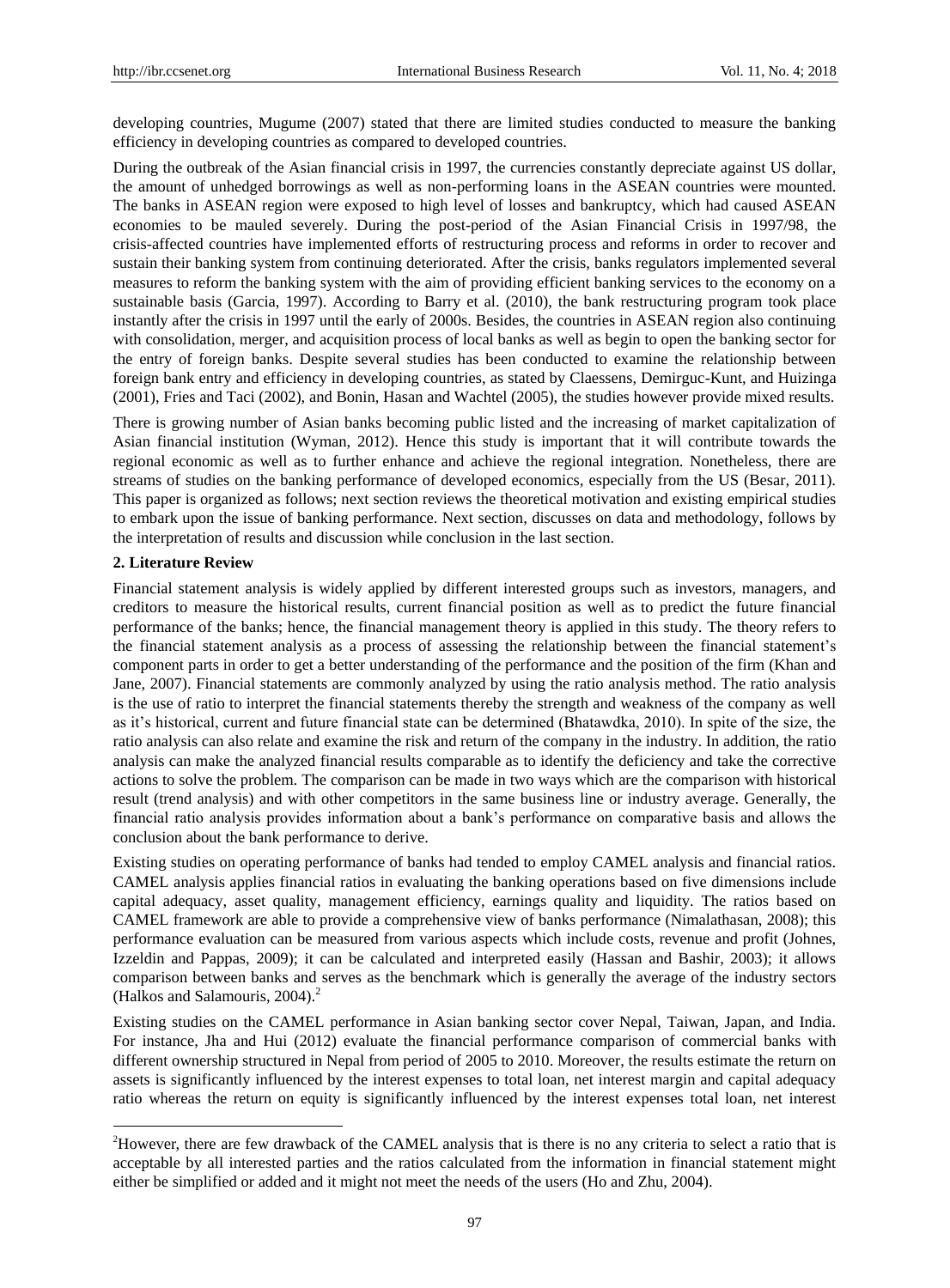developing countries, Mugume (2007) stated that there are limited studies conducted to measure the banking efficiency in developing countries as compared to developed countries.

During the outbreak of the Asian financial crisis in 1997, the currencies constantly depreciate against US dollar, the amount of unhedged borrowings as well as non-performing loans in the ASEAN countries were mounted. The banks in ASEAN region were exposed to high level of losses and bankruptcy, which had caused ASEAN economies to be mauled severely. During the post-period of the Asian Financial Crisis in 1997/98, the crisis-affected countries have implemented efforts of restructuring process and reforms in order to recover and sustain their banking system from continuing deteriorated. After the crisis, banks regulators implemented several measures to reform the banking system with the aim of providing efficient banking services to the economy on a sustainable basis (Garcia, 1997). According to Barry et al. (2010), the bank restructuring program took place instantly after the crisis in 1997 until the early of 2000s. Besides, the countries in ASEAN region also continuing with consolidation, merger, and acquisition process of local banks as well as begin to open the banking sector for the entry of foreign banks. Despite several studies has been conducted to examine the relationship between foreign bank entry and efficiency in developing countries, as stated by Claessens, Demirguc-Kunt, and Huizinga (2001), Fries and Taci (2002), and Bonin, Hasan and Wachtel (2005), the studies however provide mixed results.

There is growing number of Asian banks becoming public listed and the increasing of market capitalization of Asian financial institution (Wyman, 2012). Hence this study is important that it will contribute towards the regional economic as well as to further enhance and achieve the regional integration. Nonetheless, there are streams of studies on the banking performance of developed economics, especially from the US (Besar, 2011). This paper is organized as follows; next section reviews the theoretical motivation and existing empirical studies to embark upon the issue of banking performance. Next section, discusses on data and methodology, follows by the interpretation of results and discussion while conclusion in the last section.

## 2. Literature Review

Financial statement analysis is widely applied by different interested groups such as investors, managers, and creditors to measure the historical results, current financial position as well as to predict the future financial performance of the banks; hence, the financial management theory is applied in this study. The theory refers to the financial statement analysis as a process of assessing the relationship between the financial statement's component parts in order to get a better understanding of the performance and the position of the firm (Khan and Jane, 2007). Financial statements are commonly analyzed by using the ratio analysis method. The ratio analysis is the use of ratio to interpret the financial statements thereby the strength and weakness of the company as well as it's historical, current and future financial state can be determined (Bhatawdka, 2010). In spite of the size, the ratio analysis can also relate and examine the risk and return of the company in the industry. In addition, the ratio analysis can make the analyzed financial results comparable as to identify the deficiency and take the corrective actions to solve the problem. The comparison can be made in two ways which are the comparison with historical result (trend analysis) and with other competitors in the same business line or industry average. Generally, the financial ratio analysis provides information about a bank's performance on comparative basis and allows the conclusion about the bank performance to derive.

Existing studies on operating performance of banks had tended to employ CAMEL analysis and financial ratios. CAMEL analysis applies financial ratios in evaluating the banking operations based on five dimensions include capital adequacy, asset quality, management efficiency, earnings quality and liquidity. The ratios based on CAMEL framework are able to provide a comprehensive view of banks performance (Nimalathasan, 2008); this performance evaluation can be measured from various aspects which include costs, revenue and profit (Johnes, Izzeldin and Pappas, 2009); it can be calculated and interpreted easily (Hassan and Bashir, 2003); it allows comparison between banks and serves as the benchmark which is generally the average of the industry sectors (Halkos and Salamouris, 2004).[2]

Existing studies on the CAMEL performance in Asian banking sector cover Nepal, Taiwan, Japan, and India. For instance, Jha and Hui (2012) evaluate the financial performance comparison of commercial banks with different ownership structured in Nepal from period of 2005 to 2010. Moreover, the results estimate the return on assets is significantly influenced by the interest expenses to total loan, net interest margin and capital adequacy ratio whereas the return on equity is significantly influenced by the interest expenses total loan, net interest

[2]However, there are few drawback of the CAMEL analysis that is there is no any criteria to select a ratio that is acceptable by all interested parties and the ratios calculated from the information in financial statement might either be simplified or added and it might not meet the needs of the users (Ho and Zhu, 2004).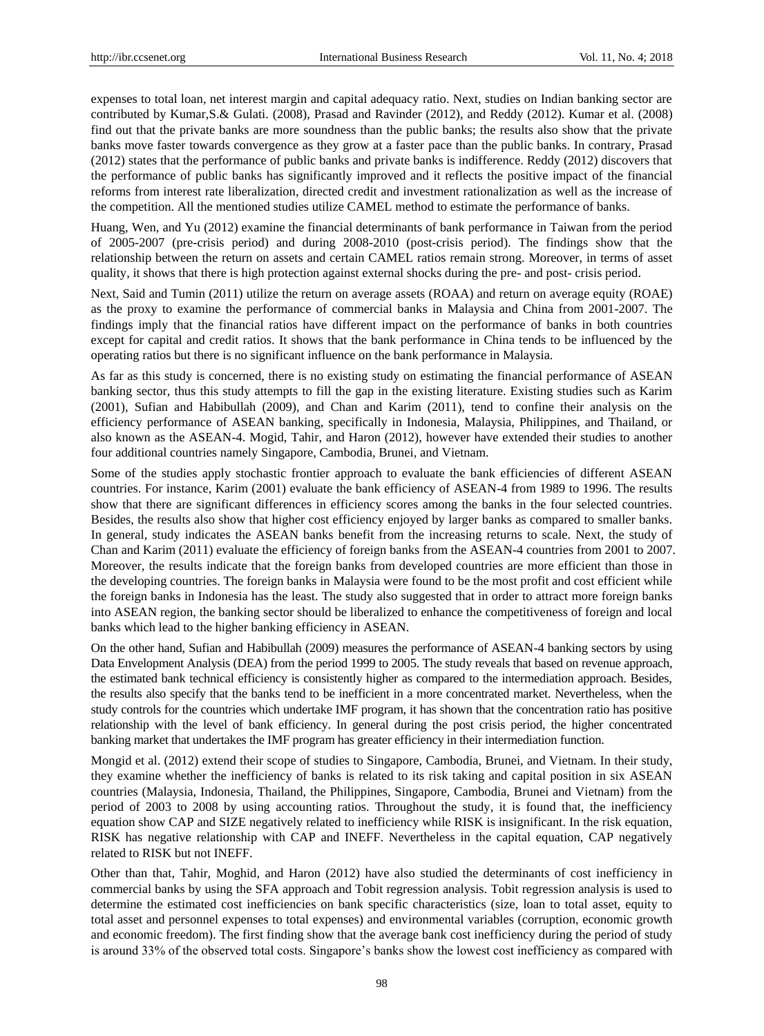expenses to total loan, net interest margin and capital adequacy ratio. Next, studies on Indian banking sector are contributed by Kumar,S.& Gulati. (2008), Prasad and Ravinder (2012), and Reddy (2012). Kumar et al. (2008) find out that the private banks are more soundness than the public banks; the results also show that the private banks move faster towards convergence as they grow at a faster pace than the public banks. In contrary, Prasad (2012) states that the performance of public banks and private banks is indifference. Reddy (2012) discovers that the performance of public banks has significantly improved and it reflects the positive impact of the financial reforms from interest rate liberalization, directed credit and investment rationalization as well as the increase of the competition. All the mentioned studies utilize CAMEL method to estimate the performance of banks.

Huang, Wen, and Yu (2012) examine the financial determinants of bank performance in Taiwan from the period of 2005-2007 (pre-crisis period) and during 2008-2010 (post-crisis period). The findings show that the relationship between the return on assets and certain CAMEL ratios remain strong. Moreover, in terms of asset quality, it shows that there is high protection against external shocks during the pre- and post- crisis period.

Next, Said and Tumin (2011) utilize the return on average assets (ROAA) and return on average equity (ROAE) as the proxy to examine the performance of commercial banks in Malaysia and China from 2001-2007. The findings imply that the financial ratios have different impact on the performance of banks in both countries except for capital and credit ratios. It shows that the bank performance in China tends to be influenced by the operating ratios but there is no significant influence on the bank performance in Malaysia.

As far as this study is concerned, there is no existing study on estimating the financial performance of ASEAN banking sector, thus this study attempts to fill the gap in the existing literature. Existing studies such as Karim (2001), Sufian and Habibullah (2009), and Chan and Karim (2011), tend to confine their analysis on the efficiency performance of ASEAN banking, specifically in Indonesia, Malaysia, Philippines, and Thailand, or also known as the ASEAN-4. Mogid, Tahir, and Haron (2012), however have extended their studies to another four additional countries namely Singapore, Cambodia, Brunei, and Vietnam.

Some of the studies apply stochastic frontier approach to evaluate the bank efficiencies of different ASEAN countries. For instance, Karim (2001) evaluate the bank efficiency of ASEAN-4 from 1989 to 1996. The results show that there are significant differences in efficiency scores among the banks in the four selected countries. Besides, the results also show that higher cost efficiency enjoyed by larger banks as compared to smaller banks. In general, study indicates the ASEAN banks benefit from the increasing returns to scale. Next, the study of Chan and Karim (2011) evaluate the efficiency of foreign banks from the ASEAN-4 countries from 2001 to 2007. Moreover, the results indicate that the foreign banks from developed countries are more efficient than those in the developing countries. The foreign banks in Malaysia were found to be the most profit and cost efficient while the foreign banks in Indonesia has the least. The study also suggested that in order to attract more foreign banks into ASEAN region, the banking sector should be liberalized to enhance the competitiveness of foreign and local banks which lead to the higher banking efficiency in ASEAN.

On the other hand, Sufian and Habibullah (2009) measures the performance of ASEAN-4 banking sectors by using Data Envelopment Analysis (DEA) from the period 1999 to 2005. The study reveals that based on revenue approach, the estimated bank technical efficiency is consistently higher as compared to the intermediation approach. Besides, the results also specify that the banks tend to be inefficient in a more concentrated market. Nevertheless, when the study controls for the countries which undertake IMF program, it has shown that the concentration ratio has positive relationship with the level of bank efficiency. In general during the post crisis period, the higher concentrated banking market that undertakes the IMF program has greater efficiency in their intermediation function.

Mongid et al. (2012) extend their scope of studies to Singapore, Cambodia, Brunei, and Vietnam. In their study, they examine whether the inefficiency of banks is related to its risk taking and capital position in six ASEAN countries (Malaysia, Indonesia, Thailand, the Philippines, Singapore, Cambodia, Brunei and Vietnam) from the period of 2003 to 2008 by using accounting ratios. Throughout the study, it is found that, the inefficiency equation show CAP and SIZE negatively related to inefficiency while RISK is insignificant. In the risk equation, RISK has negative relationship with CAP and INEFF. Nevertheless in the capital equation, CAP negatively related to RISK but not INEFF.

Other than that, Tahir, Moghid, and Haron (2012) have also studied the determinants of cost inefficiency in commercial banks by using the SFA approach and Tobit regression analysis. Tobit regression analysis is used to determine the estimated cost inefficiencies on bank specific characteristics (size, loan to total asset, equity to total asset and personnel expenses to total expenses) and environmental variables (corruption, economic growth and economic freedom). The first finding show that the average bank cost inefficiency during the period of study is around 33% of the observed total costs. Singapore's banks show the lowest cost inefficiency as compared with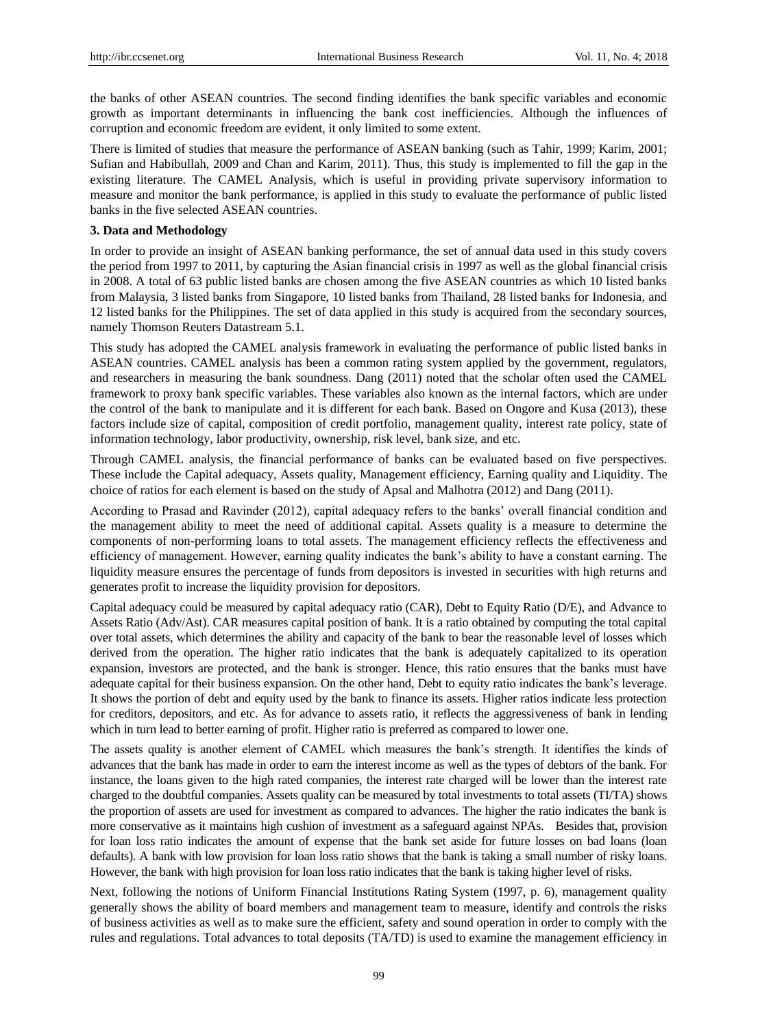the banks of other ASEAN countries. The second finding identifies the bank specific variables and economic growth as important determinants in influencing the bank cost inefficiencies. Although the influences of corruption and economic freedom are evident, it only limited to some extent.

There is limited of studies that measure the performance of ASEAN banking (such as Tahir, 1999; Karim, 2001; Sufian and Habibullah, 2009 and Chan and Karim, 2011). Thus, this study is implemented to fill the gap in the existing literature. The CAMEL Analysis, which is useful in providing private supervisory information to measure and monitor the bank performance, is applied in this study to evaluate the performance of public listed banks in the five selected ASEAN countries.

## 3. Data and Methodology

In order to provide an insight of ASEAN banking performance, the set of annual data used in this study covers the period from 1997 to 2011, by capturing the Asian financial crisis in 1997 as well as the global financial crisis in 2008. A total of 63 public listed banks are chosen among the five ASEAN countries as which 10 listed banks from Malaysia, 3 listed banks from Singapore, 10 listed banks from Thailand, 28 listed banks for Indonesia, and 12 listed banks for the Philippines. The set of data applied in this study is acquired from the secondary sources, namely Thomson Reuters Datastream 5.1.

This study has adopted the CAMEL analysis framework in evaluating the performance of public listed banks in ASEAN countries. CAMEL analysis has been a common rating system applied by the government, regulators, and researchers in measuring the bank soundness. Dang (2011) noted that the scholar often used the CAMEL framework to proxy bank specific variables. These variables also known as the internal factors, which are under the control of the bank to manipulate and it is different for each bank. Based on Ongore and Kusa (2013), these factors include size of capital, composition of credit portfolio, management quality, interest rate policy, state of information technology, labor productivity, ownership, risk level, bank size, and etc.

Through CAMEL analysis, the financial performance of banks can be evaluated based on five perspectives. These include the Capital adequacy, Assets quality, Management efficiency, Earning quality and Liquidity. The choice of ratios for each element is based on the study of Apsal and Malhotra (2012) and Dang (2011).

According to Prasad and Ravinder (2012), capital adequacy refers to the banks' overall financial condition and the management ability to meet the need of additional capital. Assets quality is a measure to determine the components of non-performing loans to total assets. The management efficiency reflects the effectiveness and efficiency of management. However, earning quality indicates the bank's ability to have a constant earning. The liquidity measure ensures the percentage of funds from depositors is invested in securities with high returns and generates profit to increase the liquidity provision for depositors.

Capital adequacy could be measured by capital adequacy ratio (CAR), Debt to Equity Ratio (D/E), and Advance to Assets Ratio (Adv/Ast). CAR measures capital position of bank. It is a ratio obtained by computing the total capital over total assets, which determines the ability and capacity of the bank to bear the reasonable level of losses which derived from the operation. The higher ratio indicates that the bank is adequately capitalized to its operation expansion, investors are protected, and the bank is stronger. Hence, this ratio ensures that the banks must have adequate capital for their business expansion. On the other hand, Debt to equity ratio indicates the bank's leverage. It shows the portion of debt and equity used by the bank to finance its assets. Higher ratios indicate less protection for creditors, depositors, and etc. As for advance to assets ratio, it reflects the aggressiveness of bank in lending which in turn lead to better earning of profit. Higher ratio is preferred as compared to lower one.

The assets quality is another element of CAMEL which measures the bank's strength. It identifies the kinds of advances that the bank has made in order to earn the interest income as well as the types of debtors of the bank. For instance, the loans given to the high rated companies, the interest rate charged will be lower than the interest rate charged to the doubtful companies. Assets quality can be measured by total investments to total assets (TI/TA) shows the proportion of assets are used for investment as compared to advances. The higher the ratio indicates the bank is more conservative as it maintains high cushion of investment as a safeguard against NPAs. Besides that, provision for loan loss ratio indicates the amount of expense that the bank set aside for future losses on bad loans (loan defaults). A bank with low provision for loan loss ratio shows that the bank is taking a small number of risky loans. However, the bank with high provision for loan loss ratio indicates that the bank is taking higher level of risks.

Next, following the notions of Uniform Financial Institutions Rating System (1997, p. 6), management quality generally shows the ability of board members and management team to measure, identify and controls the risks of business activities as well as to make sure the efficient, safety and sound operation in order to comply with the rules and regulations. Total advances to total deposits (TA/TD) is used to examine the management efficiency in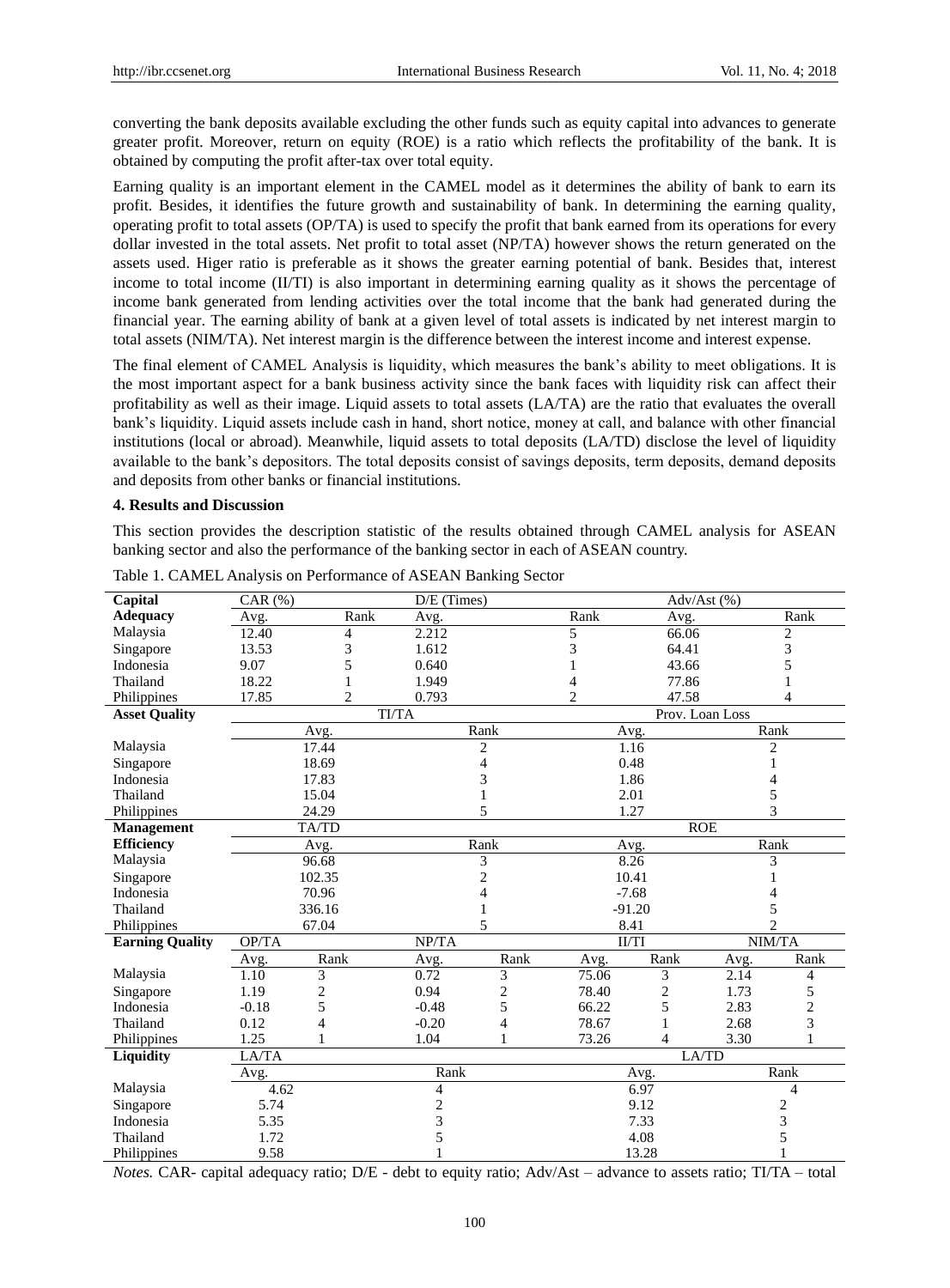converting the bank deposits available excluding the other funds such as equity capital into advances to generate greater profit. Moreover, return on equity (ROE) is a ratio which reflects the profitability of the bank. It is obtained by computing the profit after-tax over total equity.

Earning quality is an important element in the CAMEL model as it determines the ability of bank to earn its profit. Besides, it identifies the future growth and sustainability of bank. In determining the earning quality, operating profit to total assets (OP/TA) is used to specify the profit that bank earned from its operations for every dollar invested in the total assets. Net profit to total asset (NP/TA) however shows the return generated on the assets used. Higer ratio is preferable as it shows the greater earning potential of bank. Besides that, interest income to total income (II/TI) is also important in determining earning quality as it shows the percentage of income bank generated from lending activities over the total income that the bank had generated during the financial year. The earning ability of bank at a given level of total assets is indicated by net interest margin to total assets (NIM/TA). Net interest margin is the difference between the interest income and interest expense.

The final element of CAMEL Analysis is liquidity, which measures the bank's ability to meet obligations. It is the most important aspect for a bank business activity since the bank faces with liquidity risk can affect their profitability as well as their image. Liquid assets to total assets (LA/TA) are the ratio that evaluates the overall bank's liquidity. Liquid assets include cash in hand, short notice, money at call, and balance with other financial institutions (local or abroad). Meanwhile, liquid assets to total deposits (LA/TD) disclose the level of liquidity available to the bank's depositors. The total deposits consist of savings deposits, term deposits, demand deposits and deposits from other banks or financial institutions.

## 4. Results and Discussion

This section provides the description statistic of the results obtained through CAMEL analysis for ASEAN banking sector and also the performance of the banking sector in each of ASEAN country.

Table 1. CAMEL Analysis on Performance of ASEAN Banking Sector

| **Capital Adequacy** | CAR (%) | | D/E (Times) | | Adv/Ast (%) | | | |
|---|---|---|---|---|---|---|---|---|
| | Avg. | Rank | Avg. | Rank | Avg. | Rank | | |
| Malaysia | 12.40 | 4 | 2.212 | 5 | 66.06 | 2 | | |
| Singapore | 13.53 | 3 | 1.612 | 3 | 64.41 | 3 | | |
| Indonesia | 9.07 | 5 | 0.640 | 1 | 43.66 | 5 | | |
| Thailand | 18.22 | 1 | 1.949 | 4 | 77.86 | 1 | | |
| Philippines | 17.85 | 2 | 0.793 | 2 | 47.58 | 4 | | |
| **Asset Quality** | TI/TA | | | | Prov. Loan Loss | | | |
| | Avg. | Rank | | | Avg. | Rank | | |
| Malaysia | 17.44 | 2 | | | 1.16 | 2 | | |
| Singapore | 18.69 | 4 | | | 0.48 | 1 | | |
| Indonesia | 17.83 | 3 | | | 1.86 | 4 | | |
| Thailand | 15.04 | 1 | | | 2.01 | 5 | | |
| Philippines | 24.29 | 5 | | | 1.27 | 3 | | |
| **Management Efficiency** | TA/TD | | | | ROE | | | |
| | Avg. | Rank | | | Avg. | Rank | | |
| Malaysia | 96.68 | 3 | | | 8.26 | 3 | | |
| Singapore | 102.35 | 2 | | | 10.41 | 1 | | |
| Indonesia | 70.96 | 4 | | | -7.68 | 4 | | |
| Thailand | 336.16 | 1 | | | -91.20 | 5 | | |
| Philippines | 67.04 | 5 | | | 8.41 | 2 | | |
| **Earning Quality** | OP/TA | | NP/TA | | II/TI | | NIM/TA | |
| | Avg. | Rank | Avg. | Rank | Avg. | Rank | Avg. | Rank |
| Malaysia | 1.10 | 3 | 0.72 | 3 | 75.06 | 3 | 2.14 | 4 |
| Singapore | 1.19 | 2 | 0.94 | 2 | 78.40 | 2 | 1.73 | 5 |
| Indonesia | -0.18 | 5 | -0.48 | 5 | 66.22 | 5 | 2.83 | 2 |
| Thailand | 0.12 | 4 | -0.20 | 4 | 78.67 | 1 | 2.68 | 3 |
| Philippines | 1.25 | 1 | 1.04 | 1 | 73.26 | 4 | 3.30 | 1 |
| **Liquidity** | LA/TA | | | | LA/TD | | | |
| | Avg. | Rank | | | Avg. | Rank | | |
| Malaysia | 4.62 | 4 | | | 6.97 | 4 | | |
| Singapore | 5.74 | 2 | | | 9.12 | 2 | | |
| Indonesia | 5.35 | 3 | | | 7.33 | 3 | | |
| Thailand | 1.72 | 5 | | | 4.08 | 5 | | |
| Philippines | 9.58 | 1 | | | 13.28 | 1 | | |

*Notes.* CAR- capital adequacy ratio; D/E - debt to equity ratio; Adv/Ast – advance to assets ratio; TI/TA – total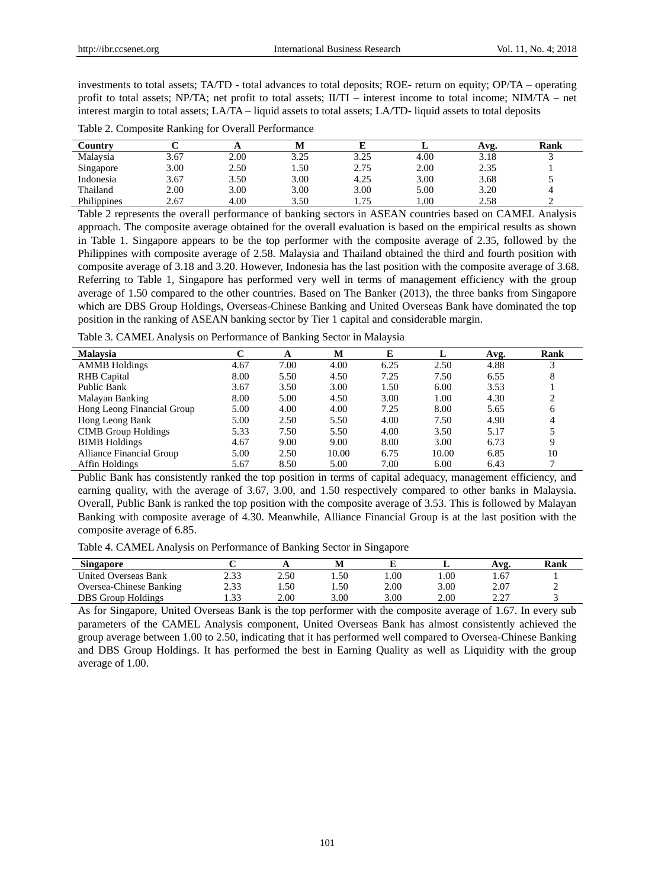investments to total assets; TA/TD - total advances to total deposits; ROE- return on equity; OP/TA – operating profit to total assets; NP/TA; net profit to total assets; II/TI – interest income to total income; NIM/TA – net interest margin to total assets; LA/TA – liquid assets to total assets; LA/TD- liquid assets to total deposits

Table 2. Composite Ranking for Overall Performance

| Country | C | A | M | E | L | Avg. | Rank |
|---|---|---|---|---|---|---|---|
| Malaysia | 3.67 | 2.00 | 3.25 | 3.25 | 4.00 | 3.18 | 3 |
| Singapore | 3.00 | 2.50 | 1.50 | 2.75 | 2.00 | 2.35 | 1 |
| Indonesia | 3.67 | 3.50 | 3.00 | 4.25 | 3.00 | 3.68 | 5 |
| Thailand | 2.00 | 3.00 | 3.00 | 3.00 | 5.00 | 3.20 | 4 |
| Philippines | 2.67 | 4.00 | 3.50 | 1.75 | 1.00 | 2.58 | 2 |

Table 2 represents the overall performance of banking sectors in ASEAN countries based on CAMEL Analysis approach. The composite average obtained for the overall evaluation is based on the empirical results as shown in Table 1. Singapore appears to be the top performer with the composite average of 2.35, followed by the Philippines with composite average of 2.58. Malaysia and Thailand obtained the third and fourth position with composite average of 3.18 and 3.20. However, Indonesia has the last position with the composite average of 3.68. Referring to Table 1, Singapore has performed very well in terms of management efficiency with the group average of 1.50 compared to the other countries. Based on The Banker (2013), the three banks from Singapore which are DBS Group Holdings, Overseas-Chinese Banking and United Overseas Bank have dominated the top position in the ranking of ASEAN banking sector by Tier 1 capital and considerable margin.

Table 3. CAMEL Analysis on Performance of Banking Sector in Malaysia

| Malaysia | C | A | M | E | L | Avg. | Rank |
|---|---|---|---|---|---|---|---|
| AMMB Holdings | 4.67 | 7.00 | 4.00 | 6.25 | 2.50 | 4.88 | 3 |
| RHB Capital | 8.00 | 5.50 | 4.50 | 7.25 | 7.50 | 6.55 | 8 |
| Public Bank | 3.67 | 3.50 | 3.00 | 1.50 | 6.00 | 3.53 | 1 |
| Malayan Banking | 8.00 | 5.00 | 4.50 | 3.00 | 1.00 | 4.30 | 2 |
| Hong Leong Financial Group | 5.00 | 4.00 | 4.00 | 7.25 | 8.00 | 5.65 | 6 |
| Hong Leong Bank | 5.00 | 2.50 | 5.50 | 4.00 | 7.50 | 4.90 | 4 |
| CIMB Group Holdings | 5.33 | 7.50 | 5.50 | 4.00 | 3.50 | 5.17 | 5 |
| BIMB Holdings | 4.67 | 9.00 | 9.00 | 8.00 | 3.00 | 6.73 | 9 |
| Alliance Financial Group | 5.00 | 2.50 | 10.00 | 6.75 | 10.00 | 6.85 | 10 |
| Affin Holdings | 5.67 | 8.50 | 5.00 | 7.00 | 6.00 | 6.43 | 7 |

Public Bank has consistently ranked the top position in terms of capital adequacy, management efficiency, and earning quality, with the average of 3.67, 3.00, and 1.50 respectively compared to other banks in Malaysia. Overall, Public Bank is ranked the top position with the composite average of 3.53. This is followed by Malayan Banking with composite average of 4.30. Meanwhile, Alliance Financial Group is at the last position with the composite average of 6.85.

Table 4. CAMEL Analysis on Performance of Banking Sector in Singapore

| Singapore | C | A | M | E | L | Avg. | Rank |
|---|---|---|---|---|---|---|---|
| United Overseas Bank | 2.33 | 2.50 | 1.50 | 1.00 | 1.00 | 1.67 | 1 |
| Oversea-Chinese Banking | 2.33 | 1.50 | 1.50 | 2.00 | 3.00 | 2.07 | 2 |
| DBS Group Holdings | 1.33 | 2.00 | 3.00 | 3.00 | 2.00 | 2.27 | 3 |

As for Singapore, United Overseas Bank is the top performer with the composite average of 1.67. In every sub parameters of the CAMEL Analysis component, United Overseas Bank has almost consistently achieved the group average between 1.00 to 2.50, indicating that it has performed well compared to Oversea-Chinese Banking and DBS Group Holdings. It has performed the best in Earning Quality as well as Liquidity with the group average of 1.00.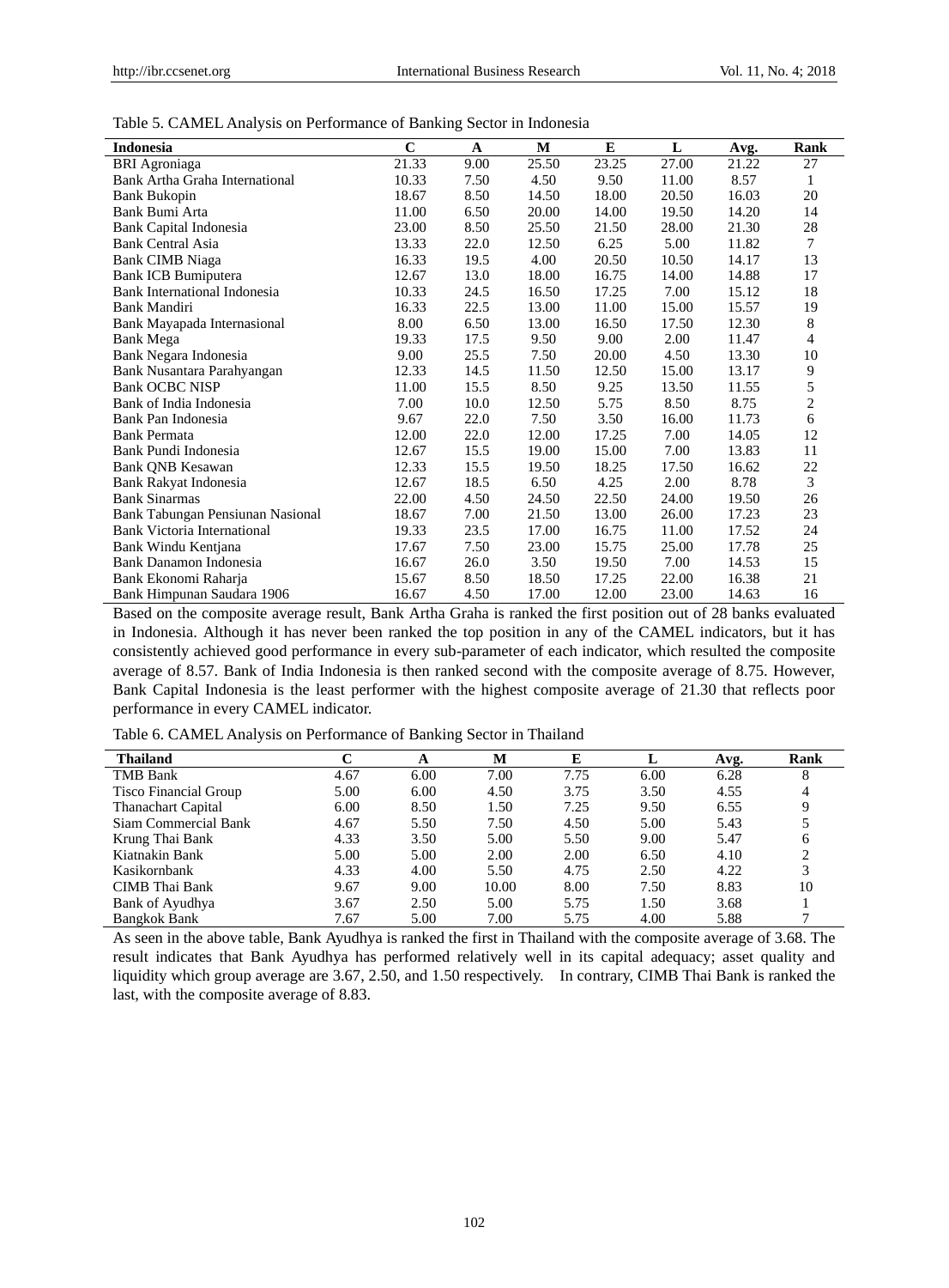Table 5. CAMEL Analysis on Performance of Banking Sector in Indonesia

| Indonesia | C | A | M | E | L | Avg. | Rank |
|---|---|---|---|---|---|---|---|
| BRI Agroniaga | 21.33 | 9.00 | 25.50 | 23.25 | 27.00 | 21.22 | 27 |
| Bank Artha Graha International | 10.33 | 7.50 | 4.50 | 9.50 | 11.00 | 8.57 | 1 |
| Bank Bukopin | 18.67 | 8.50 | 14.50 | 18.00 | 20.50 | 16.03 | 20 |
| Bank Bumi Arta | 11.00 | 6.50 | 20.00 | 14.00 | 19.50 | 14.20 | 14 |
| Bank Capital Indonesia | 23.00 | 8.50 | 25.50 | 21.50 | 28.00 | 21.30 | 28 |
| Bank Central Asia | 13.33 | 22.0 | 12.50 | 6.25 | 5.00 | 11.82 | 7 |
| Bank CIMB Niaga | 16.33 | 19.5 | 4.00 | 20.50 | 10.50 | 14.17 | 13 |
| Bank ICB Bumiputera | 12.67 | 13.0 | 18.00 | 16.75 | 14.00 | 14.88 | 17 |
| Bank International Indonesia | 10.33 | 24.5 | 16.50 | 17.25 | 7.00 | 15.12 | 18 |
| Bank Mandiri | 16.33 | 22.5 | 13.00 | 11.00 | 15.00 | 15.57 | 19 |
| Bank Mayapada Internasional | 8.00 | 6.50 | 13.00 | 16.50 | 17.50 | 12.30 | 8 |
| Bank Mega | 19.33 | 17.5 | 9.50 | 9.00 | 2.00 | 11.47 | 4 |
| Bank Negara Indonesia | 9.00 | 25.5 | 7.50 | 20.00 | 4.50 | 13.30 | 10 |
| Bank Nusantara Parahyangan | 12.33 | 14.5 | 11.50 | 12.50 | 15.00 | 13.17 | 9 |
| Bank OCBC NISP | 11.00 | 15.5 | 8.50 | 9.25 | 13.50 | 11.55 | 5 |
| Bank of India Indonesia | 7.00 | 10.0 | 12.50 | 5.75 | 8.50 | 8.75 | 2 |
| Bank Pan Indonesia | 9.67 | 22.0 | 7.50 | 3.50 | 16.00 | 11.73 | 6 |
| Bank Permata | 12.00 | 22.0 | 12.00 | 17.25 | 7.00 | 14.05 | 12 |
| Bank Pundi Indonesia | 12.67 | 15.5 | 19.00 | 15.00 | 7.00 | 13.83 | 11 |
| Bank QNB Kesawan | 12.33 | 15.5 | 19.50 | 18.25 | 17.50 | 16.62 | 22 |
| Bank Rakyat Indonesia | 12.67 | 18.5 | 6.50 | 4.25 | 2.00 | 8.78 | 3 |
| Bank Sinarmas | 22.00 | 4.50 | 24.50 | 22.50 | 24.00 | 19.50 | 26 |
| Bank Tabungan Pensiunan Nasional | 18.67 | 7.00 | 21.50 | 13.00 | 26.00 | 17.23 | 23 |
| Bank Victoria International | 19.33 | 23.5 | 17.00 | 16.75 | 11.00 | 17.52 | 24 |
| Bank Windu Kentjana | 17.67 | 7.50 | 23.00 | 15.75 | 25.00 | 17.78 | 25 |
| Bank Danamon Indonesia | 16.67 | 26.0 | 3.50 | 19.50 | 7.00 | 14.53 | 15 |
| Bank Ekonomi Raharja | 15.67 | 8.50 | 18.50 | 17.25 | 22.00 | 16.38 | 21 |
| Bank Himpunan Saudara 1906 | 16.67 | 4.50 | 17.00 | 12.00 | 23.00 | 14.63 | 16 |

Based on the composite average result, Bank Artha Graha is ranked the first position out of 28 banks evaluated in Indonesia. Although it has never been ranked the top position in any of the CAMEL indicators, but it has consistently achieved good performance in every sub-parameter of each indicator, which resulted the composite average of 8.57. Bank of India Indonesia is then ranked second with the composite average of 8.75. However, Bank Capital Indonesia is the least performer with the highest composite average of 21.30 that reflects poor performance in every CAMEL indicator.

Table 6. CAMEL Analysis on Performance of Banking Sector in Thailand

| Thailand | C | A | M | E | L | Avg. | Rank |
|---|---|---|---|---|---|---|---|
| TMB Bank | 4.67 | 6.00 | 7.00 | 7.75 | 6.00 | 6.28 | 8 |
| Tisco Financial Group | 5.00 | 6.00 | 4.50 | 3.75 | 3.50 | 4.55 | 4 |
| Thanachart Capital | 6.00 | 8.50 | 1.50 | 7.25 | 9.50 | 6.55 | 9 |
| Siam Commercial Bank | 4.67 | 5.50 | 7.50 | 4.50 | 5.00 | 5.43 | 5 |
| Krung Thai Bank | 4.33 | 3.50 | 5.00 | 5.50 | 9.00 | 5.47 | 6 |
| Kiatnakin Bank | 5.00 | 5.00 | 2.00 | 2.00 | 6.50 | 4.10 | 2 |
| Kasikornbank | 4.33 | 4.00 | 5.50 | 4.75 | 2.50 | 4.22 | 3 |
| CIMB Thai Bank | 9.67 | 9.00 | 10.00 | 8.00 | 7.50 | 8.83 | 10 |
| Bank of Ayudhya | 3.67 | 2.50 | 5.00 | 5.75 | 1.50 | 3.68 | 1 |
| Bangkok Bank | 7.67 | 5.00 | 7.00 | 5.75 | 4.00 | 5.88 | 7 |

As seen in the above table, Bank Ayudhya is ranked the first in Thailand with the composite average of 3.68. The result indicates that Bank Ayudhya has performed relatively well in its capital adequacy; asset quality and liquidity which group average are 3.67, 2.50, and 1.50 respectively. In contrary, CIMB Thai Bank is ranked the last, with the composite average of 8.83.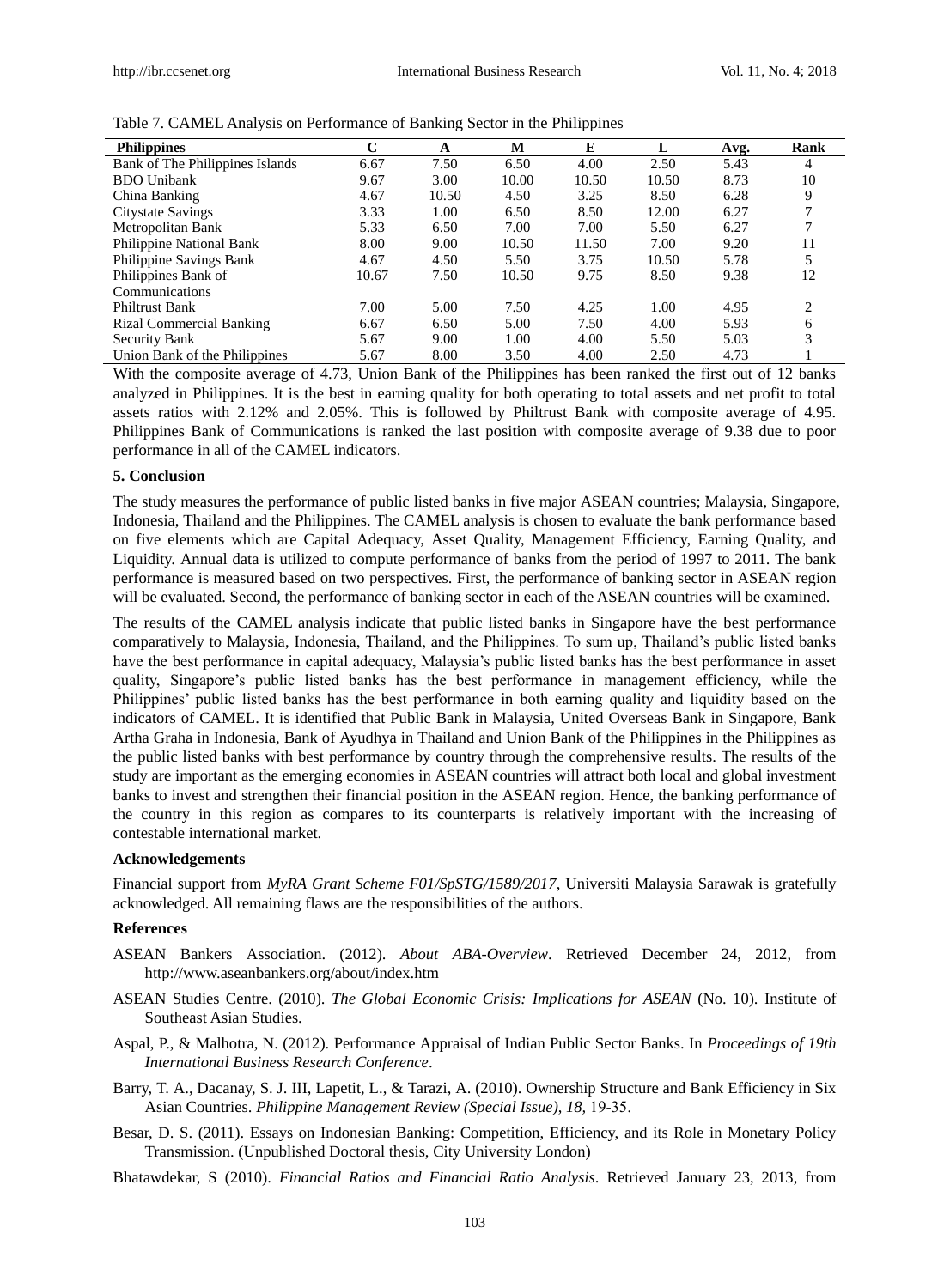Table 7. CAMEL Analysis on Performance of Banking Sector in the Philippines

| Philippines | C | A | M | E | L | Avg. | Rank |
|---|---|---|---|---|---|---|---|
| Bank of The Philippines Islands | 6.67 | 7.50 | 6.50 | 4.00 | 2.50 | 5.43 | 4 |
| BDO Unibank | 9.67 | 3.00 | 10.00 | 10.50 | 10.50 | 8.73 | 10 |
| China Banking | 4.67 | 10.50 | 4.50 | 3.25 | 8.50 | 6.28 | 9 |
| Citystate Savings | 3.33 | 1.00 | 6.50 | 8.50 | 12.00 | 6.27 | 7 |
| Metropolitan Bank | 5.33 | 6.50 | 7.00 | 7.00 | 5.50 | 6.27 | 7 |
| Philippine National Bank | 8.00 | 9.00 | 10.50 | 11.50 | 7.00 | 9.20 | 11 |
| Philippine Savings Bank | 4.67 | 4.50 | 5.50 | 3.75 | 10.50 | 5.78 | 5 |
| Philippines Bank of Communications | 10.67 | 7.50 | 10.50 | 9.75 | 8.50 | 9.38 | 12 |
| Philtrust Bank | 7.00 | 5.00 | 7.50 | 4.25 | 1.00 | 4.95 | 2 |
| Rizal Commercial Banking | 6.67 | 6.50 | 5.00 | 7.50 | 4.00 | 5.93 | 6 |
| Security Bank | 5.67 | 9.00 | 1.00 | 4.00 | 5.50 | 5.03 | 3 |
| Union Bank of the Philippines | 5.67 | 8.00 | 3.50 | 4.00 | 2.50 | 4.73 | 1 |

With the composite average of 4.73, Union Bank of the Philippines has been ranked the first out of 12 banks analyzed in Philippines. It is the best in earning quality for both operating to total assets and net profit to total assets ratios with 2.12% and 2.05%. This is followed by Philtrust Bank with composite average of 4.95. Philippines Bank of Communications is ranked the last position with composite average of 9.38 due to poor performance in all of the CAMEL indicators.

## 5. Conclusion

The study measures the performance of public listed banks in five major ASEAN countries; Malaysia, Singapore, Indonesia, Thailand and the Philippines. The CAMEL analysis is chosen to evaluate the bank performance based on five elements which are Capital Adequacy, Asset Quality, Management Efficiency, Earning Quality, and Liquidity. Annual data is utilized to compute performance of banks from the period of 1997 to 2011. The bank performance is measured based on two perspectives. First, the performance of banking sector in ASEAN region will be evaluated. Second, the performance of banking sector in each of the ASEAN countries will be examined.

The results of the CAMEL analysis indicate that public listed banks in Singapore have the best performance comparatively to Malaysia, Indonesia, Thailand, and the Philippines. To sum up, Thailand's public listed banks have the best performance in capital adequacy, Malaysia's public listed banks has the best performance in asset quality, Singapore's public listed banks has the best performance in management efficiency, while the Philippines' public listed banks has the best performance in both earning quality and liquidity based on the indicators of CAMEL. It is identified that Public Bank in Malaysia, United Overseas Bank in Singapore, Bank Artha Graha in Indonesia, Bank of Ayudhya in Thailand and Union Bank of the Philippines in the Philippines as the public listed banks with best performance by country through the comprehensive results. The results of the study are important as the emerging economies in ASEAN countries will attract both local and global investment banks to invest and strengthen their financial position in the ASEAN region. Hence, the banking performance of the country in this region as compares to its counterparts is relatively important with the increasing of contestable international market.

## Acknowledgements

Financial support from *MyRA Grant Scheme F01/SpSTG/1589/2017*, Universiti Malaysia Sarawak is gratefully acknowledged. All remaining flaws are the responsibilities of the authors.

## References

ASEAN Bankers Association. (2012). *About ABA-Overview*. Retrieved December 24, 2012, from http://www.aseanbankers.org/about/index.htm

ASEAN Studies Centre. (2010). *The Global Economic Crisis: Implications for ASEAN* (No. 10). Institute of Southeast Asian Studies.

Aspal, P., & Malhotra, N. (2012). Performance Appraisal of Indian Public Sector Banks. In *Proceedings of 19th International Business Research Conference*.

Barry, T. A., Dacanay, S. J. III, Lapetit, L., & Tarazi, A. (2010). Ownership Structure and Bank Efficiency in Six Asian Countries. *Philippine Management Review (Special Issue), 18,* 19-35.

Besar, D. S. (2011). Essays on Indonesian Banking: Competition, Efficiency, and its Role in Monetary Policy Transmission. (Unpublished Doctoral thesis, City University London)

Bhatawdekar, S (2010). *Financial Ratios and Financial Ratio Analysis*. Retrieved January 23, 2013, from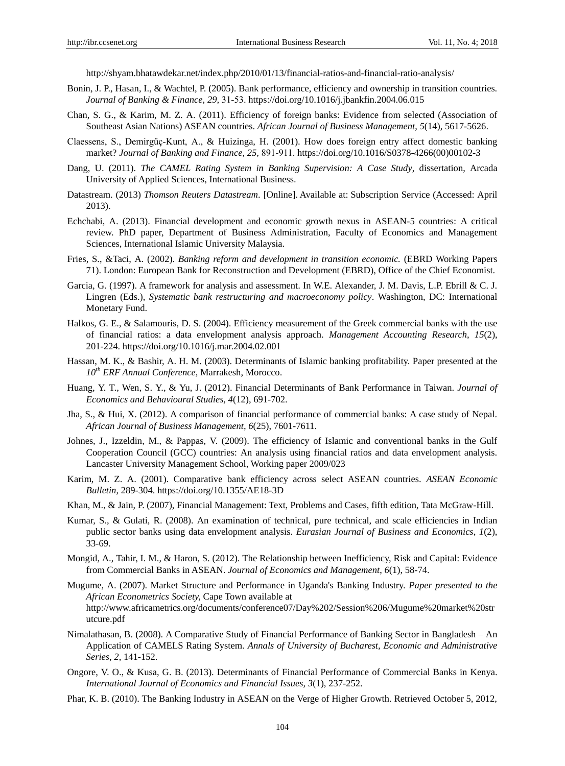http://shyam.bhatawdekar.net/index.php/2010/01/13/financial-ratios-and-financial-ratio-analysis/

Bonin, J. P., Hasan, I., & Wachtel, P. (2005). Bank performance, efficiency and ownership in transition countries. *Journal of Banking & Finance, 29,* 31-53. https://doi.org/10.1016/j.jbankfin.2004.06.015

Chan, S. G., & Karim, M. Z. A. (2011). Efficiency of foreign banks: Evidence from selected (Association of Southeast Asian Nations) ASEAN countries. *African Journal of Business Management, 5*(14), 5617-5626.

Claessens, S., Demirgüç-Kunt, A., & Huizinga, H. (2001). How does foreign entry affect domestic banking market? *Journal of Banking and Finance, 25,* 891-911. https://doi.org/10.1016/S0378-4266(00)00102-3

Dang, U. (2011). *The CAMEL Rating System in Banking Supervision: A Case Study*, dissertation, Arcada University of Applied Sciences, International Business.

Datastream. (2013) *Thomson Reuters Datastream*. [Online]. Available at: Subscription Service (Accessed: April 2013).

Echchabi, A. (2013). Financial development and economic growth nexus in ASEAN-5 countries: A critical review. PhD paper, Department of Business Administration, Faculty of Economics and Management Sciences, International Islamic University Malaysia.

Fries, S., &Taci, A. (2002). *Banking reform and development in transition economic.* (EBRD Working Papers 71). London: European Bank for Reconstruction and Development (EBRD), Office of the Chief Economist.

Garcia, G. (1997). A framework for analysis and assessment. In W.E. Alexander, J. M. Davis, L.P. Ebrill & C. J. Lingren (Eds.), *Systematic bank restructuring and macroeconomy policy*. Washington, DC: International Monetary Fund.

Halkos, G. E., & Salamouris, D. S. (2004). Efficiency measurement of the Greek commercial banks with the use of financial ratios: a data envelopment analysis approach. *Management Accounting Research, 15*(2), 201-224. https://doi.org/10.1016/j.mar.2004.02.001

Hassan, M. K., & Bashir, A. H. M. (2003). Determinants of Islamic banking profitability. Paper presented at the *10th ERF Annual Conference*, Marrakesh, Morocco.

Huang, Y. T., Wen, S. Y., & Yu, J. (2012). Financial Determinants of Bank Performance in Taiwan. *Journal of Economics and Behavioural Studies, 4*(12), 691-702.

Jha, S., & Hui, X. (2012). A comparison of financial performance of commercial banks: A case study of Nepal. *African Journal of Business Management, 6*(25), 7601-7611.

Johnes, J., Izzeldin, M., & Pappas, V. (2009). The efficiency of Islamic and conventional banks in the Gulf Cooperation Council (GCC) countries: An analysis using financial ratios and data envelopment analysis. Lancaster University Management School, Working paper 2009/023

Karim, M. Z. A. (2001). Comparative bank efficiency across select ASEAN countries. *ASEAN Economic Bulletin*, 289-304. https://doi.org/10.1355/AE18-3D

Khan, M., & Jain, P. (2007), Financial Management: Text, Problems and Cases, fifth edition, Tata McGraw-Hill.

Kumar, S., & Gulati, R. (2008). An examination of technical, pure technical, and scale efficiencies in Indian public sector banks using data envelopment analysis. *Eurasian Journal of Business and Economics, 1*(2), 33-69.

Mongid, A., Tahir, I. M., & Haron, S. (2012). The Relationship between Inefficiency, Risk and Capital: Evidence from Commercial Banks in ASEAN. *Journal of Economics and Management, 6*(1), 58-74.

Mugume, A. (2007). Market Structure and Performance in Uganda's Banking Industry. *Paper presented to the African Econometrics Society*, Cape Town available at http://www.africametrics.org/documents/conference07/Day%202/Session%206/Mugume%20market%20structure.pdf

Nimalathasan, B. (2008). A Comparative Study of Financial Performance of Banking Sector in Bangladesh – An Application of CAMELS Rating System. *Annals of University of Bucharest, Economic and Administrative Series, 2*, 141-152.

Ongore, V. O., & Kusa, G. B. (2013). Determinants of Financial Performance of Commercial Banks in Kenya. *International Journal of Economics and Financial Issues, 3*(1), 237-252.

Phar, K. B. (2010). The Banking Industry in ASEAN on the Verge of Higher Growth. Retrieved October 5, 2012,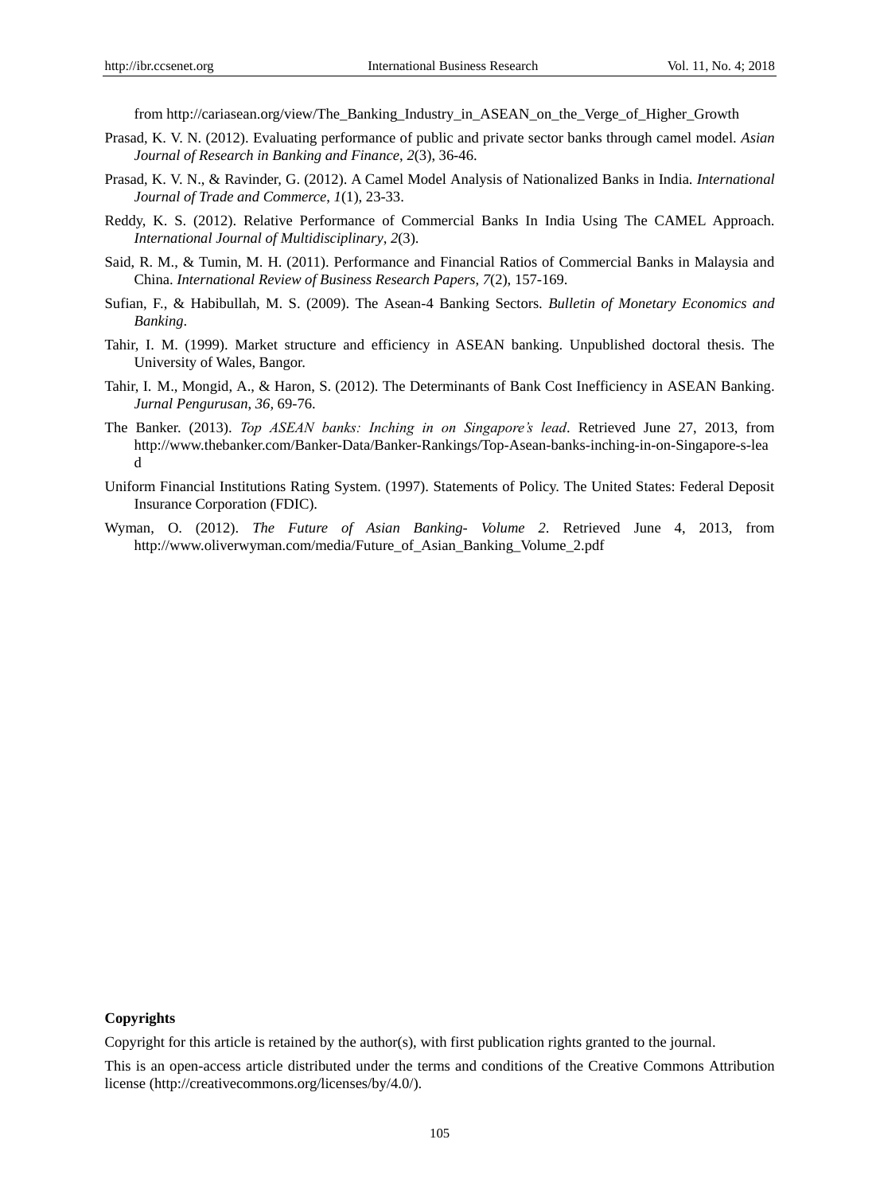from http://cariasean.org/view/The_Banking_Industry_in_ASEAN_on_the_Verge_of_Higher_Growth

Prasad, K. V. N. (2012). Evaluating performance of public and private sector banks through camel model. *Asian Journal of Research in Banking and Finance*, *2*(3), 36-46.

Prasad, K. V. N., & Ravinder, G. (2012). A Camel Model Analysis of Nationalized Banks in India. *International Journal of Trade and Commerce*, *1*(1), 23-33.

Reddy, K. S. (2012). Relative Performance of Commercial Banks In India Using The CAMEL Approach. *International Journal of Multidisciplinary*, *2*(3).

Said, R. M., & Tumin, M. H. (2011). Performance and Financial Ratios of Commercial Banks in Malaysia and China. *International Review of Business Research Papers*, *7*(2), 157-169.

Sufian, F., & Habibullah, M. S. (2009). The Asean-4 Banking Sectors. *Bulletin of Monetary Economics and Banking*.

Tahir, I. M. (1999). Market structure and efficiency in ASEAN banking. Unpublished doctoral thesis. The University of Wales, Bangor.

Tahir, I. M., Mongid, A., & Haron, S. (2012). The Determinants of Bank Cost Inefficiency in ASEAN Banking. *Jurnal Pengurusan*, *36*, 69-76.

The Banker. (2013). *Top ASEAN banks: Inching in on Singapore's lead*. Retrieved June 27, 2013, from http://www.thebanker.com/Banker-Data/Banker-Rankings/Top-Asean-banks-inching-in-on-Singapore-s-lead

Uniform Financial Institutions Rating System. (1997). Statements of Policy. The United States: Federal Deposit Insurance Corporation (FDIC).

Wyman, O. (2012). *The Future of Asian Banking- Volume 2*. Retrieved June 4, 2013, from http://www.oliverwyman.com/media/Future_of_Asian_Banking_Volume_2.pdf

**Copyrights**

Copyright for this article is retained by the author(s), with first publication rights granted to the journal.

This is an open-access article distributed under the terms and conditions of the Creative Commons Attribution license (http://creativecommons.org/licenses/by/4.0/).